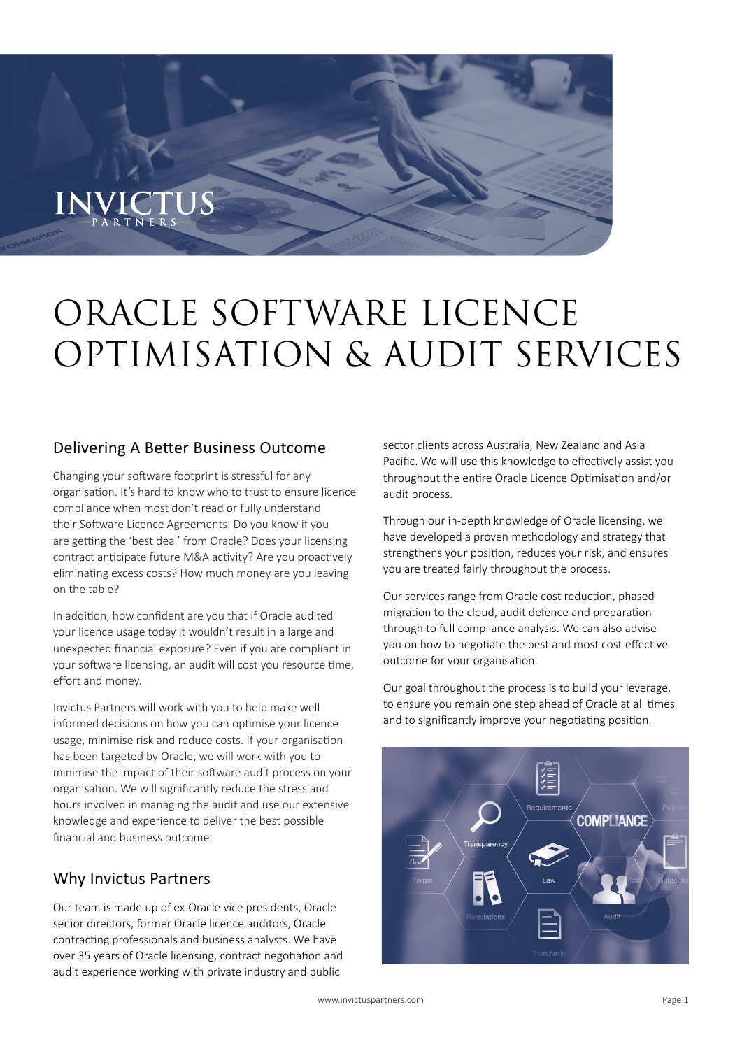# ORACLE SOFTWARE LICENCE OPTIMISATION & AUDIT SERVICES

## Delivering A Better Business Outcome

Changing your software footprint is stressful for any organisation. It's hard to know who to trust to ensure licence compliance when most don't read or fully understand their Software Licence Agreements. Do you know if you are getting the 'best deal' from Oracle? Does your licensing contract anticipate future M&A activity? Are you proactively eliminating excess costs? How much money are you leaving on the table?

In addition, how confident are you that if Oracle audited your licence usage today it wouldn't result in a large and unexpected financial exposure? Even if you are compliant in your software licensing, an audit will cost you resource time, effort and money.

Invictus Partners will work with you to help make well-informed decisions on how you can optimise your licence usage, minimise risk and reduce costs. If your organisation has been targeted by Oracle, we will work with you to minimise the impact of their software audit process on your organisation. We will significantly reduce the stress and hours involved in managing the audit and use our extensive knowledge and experience to deliver the best possible financial and business outcome.

## Why Invictus Partners

Our team is made up of ex-Oracle vice presidents, Oracle senior directors, former Oracle licence auditors, Oracle contracting professionals and business analysts. We have over 35 years of Oracle licensing, contract negotiation and audit experience working with private industry and public sector clients across Australia, New Zealand and Asia Pacific. We will use this knowledge to effectively assist you throughout the entire Oracle Licence Optimisation and/or audit process.

Through our in-depth knowledge of Oracle licensing, we have developed a proven methodology and strategy that strengthens your position, reduces your risk, and ensures you are treated fairly throughout the process.

Our services range from Oracle cost reduction, phased migration to the cloud, audit defence and preparation through to full compliance analysis. We can also advise you on how to negotiate the best and most cost-effective outcome for your organisation.

Our goal throughout the process is to build your leverage, to ensure you remain one step ahead of Oracle at all times and to significantly improve your negotiating position.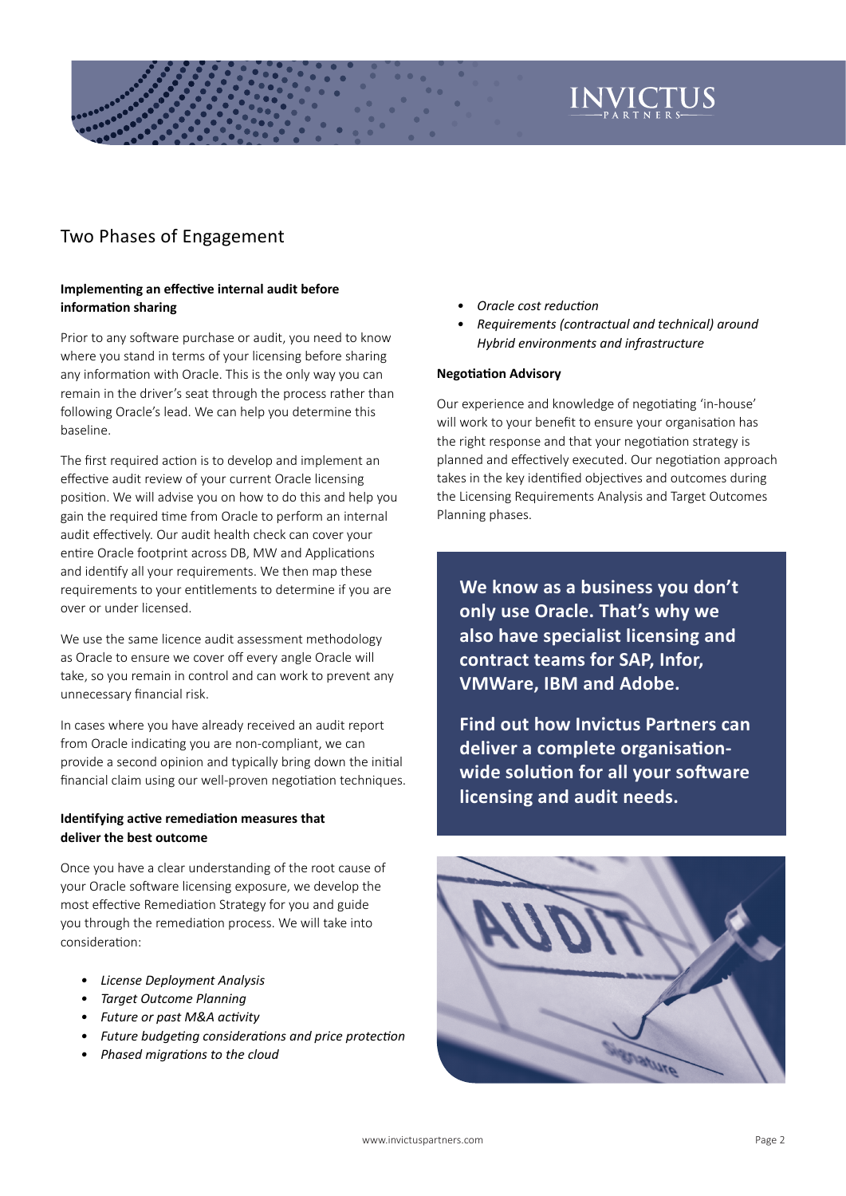## Two Phases of Engagement

**Implementing an effective internal audit before information sharing**

Prior to any software purchase or audit, you need to know where you stand in terms of your licensing before sharing any information with Oracle. This is the only way you can remain in the driver's seat through the process rather than following Oracle's lead. We can help you determine this baseline.

The first required action is to develop and implement an effective audit review of your current Oracle licensing position. We will advise you on how to do this and help you gain the required time from Oracle to perform an internal audit effectively. Our audit health check can cover your entire Oracle footprint across DB, MW and Applications and identify all your requirements. We then map these requirements to your entitlements to determine if you are over or under licensed.

We use the same licence audit assessment methodology as Oracle to ensure we cover off every angle Oracle will take, so you remain in control and can work to prevent any unnecessary financial risk.

In cases where you have already received an audit report from Oracle indicating you are non-compliant, we can provide a second opinion and typically bring down the initial financial claim using our well-proven negotiation techniques.

**Identifying active remediation measures that deliver the best outcome**

Once you have a clear understanding of the root cause of your Oracle software licensing exposure, we develop the most effective Remediation Strategy for you and guide you through the remediation process. We will take into consideration:

- *License Deployment Analysis*
- *Target Outcome Planning*
- *Future or past M&A activity*
- *Future budgeting considerations and price protection*
- *Phased migrations to the cloud*
- *Oracle cost reduction*
- *Requirements (contractual and technical) around Hybrid environments and infrastructure*

**Negotiation Advisory**

Our experience and knowledge of negotiating 'in-house' will work to your benefit to ensure your organisation has the right response and that your negotiation strategy is planned and effectively executed. Our negotiation approach takes in the key identified objectives and outcomes during the Licensing Requirements Analysis and Target Outcomes Planning phases.

**We know as a business you don't only use Oracle. That's why we also have specialist licensing and contract teams for SAP, Infor, VMWare, IBM and Adobe.**

**Find out how Invictus Partners can deliver a complete organisation-wide solution for all your software licensing and audit needs.**

www.invictuspartners.com